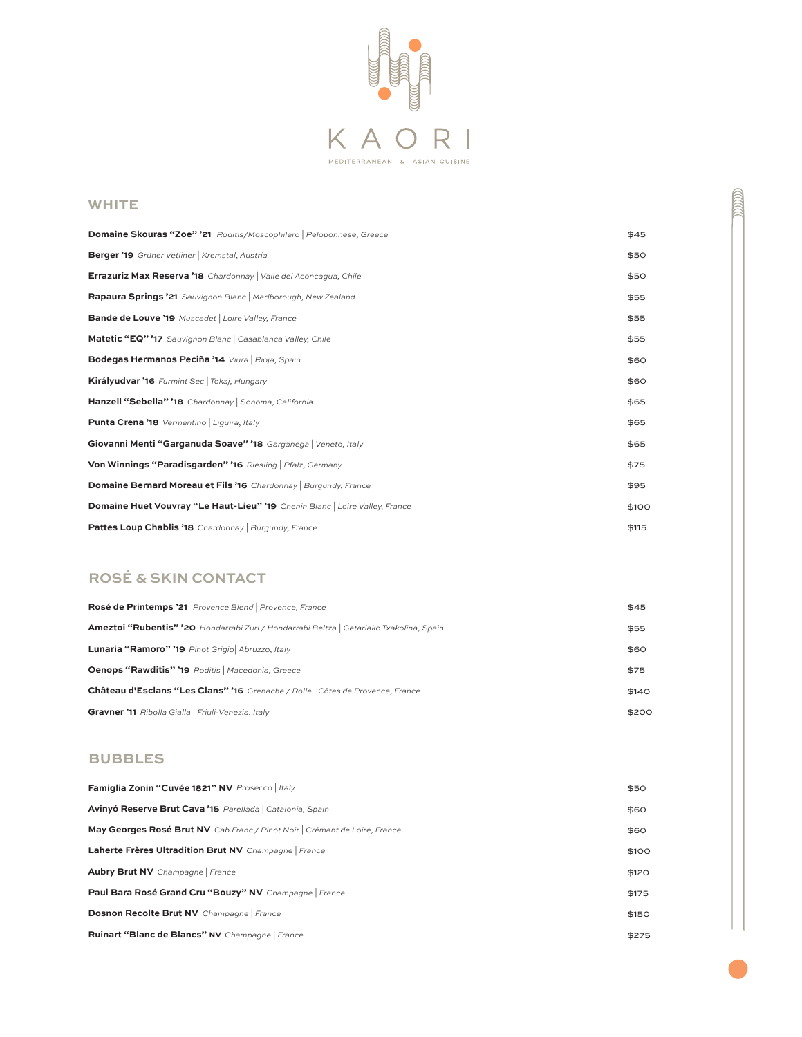# KAORI

MEDITERRANEAN & ASIAN CUISINE

## WHITE

| Wine | Price |
|---|---|
| **Domaine Skouras "Zoe" '21** *Roditis/Moscophilero \| Peloponnese, Greece* | $45 |
| **Berger '19** *Grüner Vetliner \| Kremstal, Austria* | $50 |
| **Errazuriz Max Reserva '18** *Chardonnay \| Valle del Aconcagua, Chile* | $50 |
| **Rapaura Springs '21** *Sauvignon Blanc \| Marlborough, New Zealand* | $55 |
| **Bande de Louve '19** *Muscadet \| Loire Valley, France* | $55 |
| **Matetic "EQ" '17** *Sauvignon Blanc \| Casablanca Valley, Chile* | $55 |
| **Bodegas Hermanos Peciña '14** *Viura \| Rioja, Spain* | $60 |
| **Királyudvar '16** *Furmint Sec \| Tokaj, Hungary* | $60 |
| **Hanzell "Sebella" '18** *Chardonnay \| Sonoma, California* | $65 |
| **Punta Crena '18** *Vermentino \| Liguira, Italy* | $65 |
| **Giovanni Menti "Garganuda Soave" '18** *Garganega \| Veneto, Italy* | $65 |
| **Von Winnings "Paradisgarden" '16** *Riesling \| Pfalz, Germany* | $75 |
| **Domaine Bernard Moreau et Fils '16** *Chardonnay \| Burgundy, France* | $95 |
| **Domaine Huet Vouvray "Le Haut-Lieu" '19** *Chenin Blanc \| Loire Valley, France* | $100 |
| **Pattes Loup Chablis '18** *Chardonnay \| Burgundy, France* | $115 |

## ROSÉ & SKIN CONTACT

| Wine | Price |
|---|---|
| **Rosé de Printemps '21** *Provence Blend \| Provence, France* | $45 |
| **Ameztoi "Rubentis" '20** *Hondarrabi Zuri / Hondarrabi Beltza \| Getariako Txakolina, Spain* | $55 |
| **Lunaria "Ramoro" '19** *Pinot Grigio\| Abruzzo, Italy* | $60 |
| **Oenops "Rawditis" '19** *Roditis \| Macedonia, Greece* | $75 |
| **Château d'Esclans "Les Clans" '16** *Grenache / Rolle \| Côtes de Provence, France* | $140 |
| **Gravner '11** *Ribolla Gialla \| Friuli-Venezia, Italy* | $200 |

## BUBBLES

| Wine | Price |
|---|---|
| **Famiglia Zonin "Cuvée 1821" NV** *Prosecco \| Italy* | $50 |
| **Avinyó Reserve Brut Cava '15** *Parellada \| Catalonia, Spain* | $60 |
| **May Georges Rosé Brut NV** *Cab Franc / Pinot Noir \| Crémant de Loire, France* | $60 |
| **Laherte Frères Ultradition Brut NV** *Champagne \| France* | $100 |
| **Aubry Brut NV** *Champagne \| France* | $120 |
| **Paul Bara Rosé Grand Cru "Bouzy" NV** *Champagne \| France* | $175 |
| **Dosnon Recolte Brut NV** *Champagne \| France* | $150 |
| **Ruinart "Blanc de Blancs" NV** *Champagne \| France* | $275 |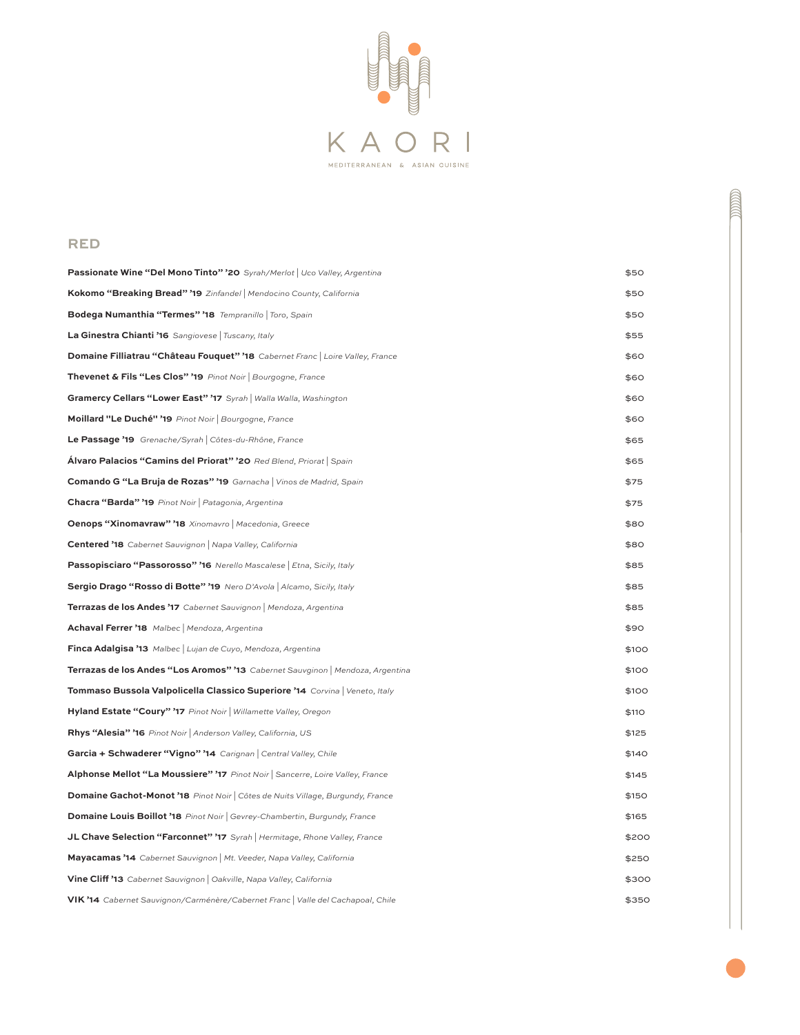# KAORI

MEDITERRANEAN & ASIAN CUISINE

## RED

| | |
|---|---|
| **Passionate Wine "Del Mono Tinto" '20** *Syrah/Merlot \| Uco Valley, Argentina* | $50 |
| **Kokomo "Breaking Bread" '19** *Zinfandel \| Mendocino County, California* | $50 |
| **Bodega Numanthia "Termes" '18** *Tempranillo \| Toro, Spain* | $50 |
| **La Ginestra Chianti '16** *Sangiovese \| Tuscany, Italy* | $55 |
| **Domaine Filliatrau "Château Fouquet" '18** *Cabernet Franc \| Loire Valley, France* | $60 |
| **Thevenet & Fils "Les Clos" '19** *Pinot Noir \| Bourgogne, France* | $60 |
| **Gramercy Cellars "Lower East" '17** *Syrah \| Walla Walla, Washington* | $60 |
| **Moillard "Le Duché" '19** *Pinot Noir \| Bourgogne, France* | $60 |
| **Le Passage '19** *Grenache/Syrah \| Côtes-du-Rhône, France* | $65 |
| **Álvaro Palacios "Camins del Priorat" '20** *Red Blend, Priorat \| Spain* | $65 |
| **Comando G "La Bruja de Rozas" '19** *Garnacha \| Vinos de Madrid, Spain* | $75 |
| **Chacra "Barda" '19** *Pinot Noir \| Patagonia, Argentina* | $75 |
| **Oenops "Xinomavraw" '18** *Xinomavro \| Macedonia, Greece* | $80 |
| **Centered '18** *Cabernet Sauvignon \| Napa Valley, California* | $80 |
| **Passopisciaro "Passorosso" '16** *Nerello Mascalese \| Etna, Sicily, Italy* | $85 |
| **Sergio Drago "Rosso di Botte" '19** *Nero D'Avola \| Alcamo, Sicily, Italy* | $85 |
| **Terrazas de los Andes '17** *Cabernet Sauvignon \| Mendoza, Argentina* | $85 |
| **Achaval Ferrer '18** *Malbec \| Mendoza, Argentina* | $90 |
| **Finca Adalgisa '13** *Malbec \| Lujan de Cuyo, Mendoza, Argentina* | $100 |
| **Terrazas de los Andes "Los Aromos" '13** *Cabernet Sauvginon \| Mendoza, Argentina* | $100 |
| **Tommaso Bussola Valpolicella Classico Superiore '14** *Corvina \| Veneto, Italy* | $100 |
| **Hyland Estate "Coury" '17** *Pinot Noir \| Willamette Valley, Oregon* | $110 |
| **Rhys "Alesia" '16** *Pinot Noir \| Anderson Valley, California, US* | $125 |
| **Garcia + Schwaderer "Vigno" '14** *Carignan \| Central Valley, Chile* | $140 |
| **Alphonse Mellot "La Moussiere" '17** *Pinot Noir \| Sancerre, Loire Valley, France* | $145 |
| **Domaine Gachot-Monot '18** *Pinot Noir \| Côtes de Nuits Village, Burgundy, France* | $150 |
| **Domaine Louis Boillot '18** *Pinot Noir \| Gevrey-Chambertin, Burgundy, France* | $165 |
| **JL Chave Selection "Farconnet" '17** *Syrah \| Hermitage, Rhone Valley, France* | $200 |
| **Mayacamas '14** *Cabernet Sauvignon \| Mt. Veeder, Napa Valley, California* | $250 |
| **Vine Cliff '13** *Cabernet Sauvignon \| Oakville, Napa Valley, California* | $300 |
| **VIK '14** *Cabernet Sauvignon/Carménère/Cabernet Franc \| Valle del Cachapoal, Chile* | $350 |